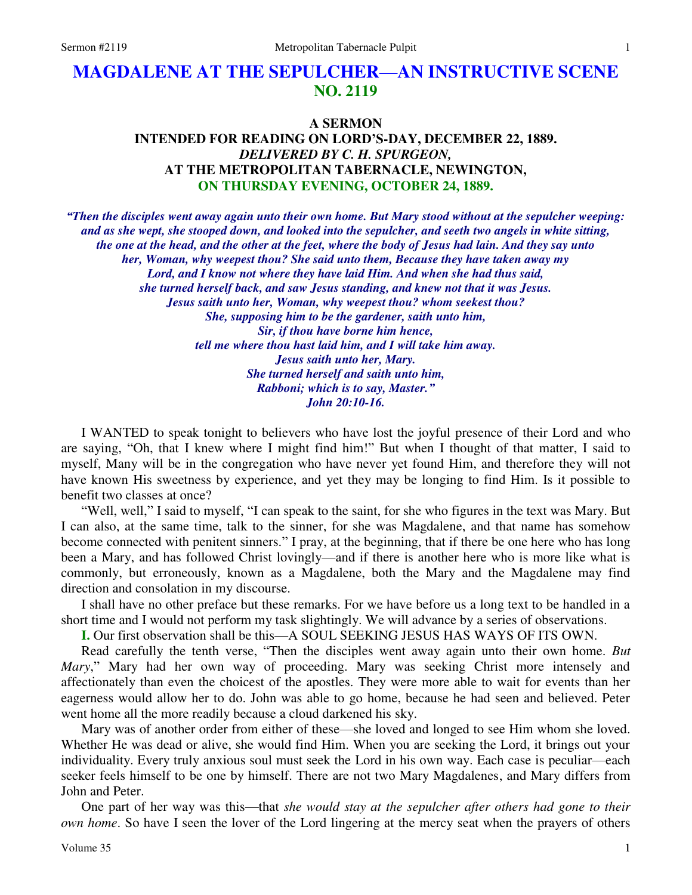# MAGDALENE AT THE SEPULCHER—AN INSTRUCTIVE SCENE
## NO. 2119

### A SERMON
### INTENDED FOR READING ON LORD'S-DAY, DECEMBER 22, 1889.
### *DELIVERED BY C. H. SPURGEON,*
### AT THE METROPOLITAN TABERNACLE, NEWINGTON,
### ON THURSDAY EVENING, OCTOBER 24, 1889.

***"Then the disciples went away again unto their own home. But Mary stood without at the sepulcher weeping: and as she wept, she stooped down, and looked into the sepulcher, and seeth two angels in white sitting, the one at the head, and the other at the feet, where the body of Jesus had lain. And they say unto her, Woman, why weepest thou? She said unto them, Because they have taken away my Lord, and I know not where they have laid Him. And when she had thus said, she turned herself back, and saw Jesus standing, and knew not that it was Jesus. Jesus saith unto her, Woman, why weepest thou? whom seekest thou? She, supposing him to be the gardener, saith unto him, Sir, if thou have borne him hence, tell me where thou hast laid him, and I will take him away. Jesus saith unto her, Mary. She turned herself and saith unto him, Rabboni; which is to say, Master." John 20:10-16.***

I WANTED to speak tonight to believers who have lost the joyful presence of their Lord and who are saying, "Oh, that I knew where I might find him!" But when I thought of that matter, I said to myself, Many will be in the congregation who have never yet found Him, and therefore they will not have known His sweetness by experience, and yet they may be longing to find Him. Is it possible to benefit two classes at once?

"Well, well," I said to myself, "I can speak to the saint, for she who figures in the text was Mary. But I can also, at the same time, talk to the sinner, for she was Magdalene, and that name has somehow become connected with penitent sinners." I pray, at the beginning, that if there be one here who has long been a Mary, and has followed Christ lovingly—and if there is another here who is more like what is commonly, but erroneously, known as a Magdalene, both the Mary and the Magdalene may find direction and consolation in my discourse.

I shall have no other preface but these remarks. For we have before us a long text to be handled in a short time and I would not perform my task slightingly. We will advance by a series of observations.

**I.** Our first observation shall be this—A SOUL SEEKING JESUS HAS WAYS OF ITS OWN.

Read carefully the tenth verse, "Then the disciples went away again unto their own home. *But Mary*," Mary had her own way of proceeding. Mary was seeking Christ more intensely and affectionately than even the choicest of the apostles. They were more able to wait for events than her eagerness would allow her to do. John was able to go home, because he had seen and believed. Peter went home all the more readily because a cloud darkened his sky.

Mary was of another order from either of these—she loved and longed to see Him whom she loved. Whether He was dead or alive, she would find Him. When you are seeking the Lord, it brings out your individuality. Every truly anxious soul must seek the Lord in his own way. Each case is peculiar—each seeker feels himself to be one by himself. There are not two Mary Magdalenes, and Mary differs from John and Peter.

One part of her way was this—that *she would stay at the sepulcher after others had gone to their own home*. So have I seen the lover of the Lord lingering at the mercy seat when the prayers of others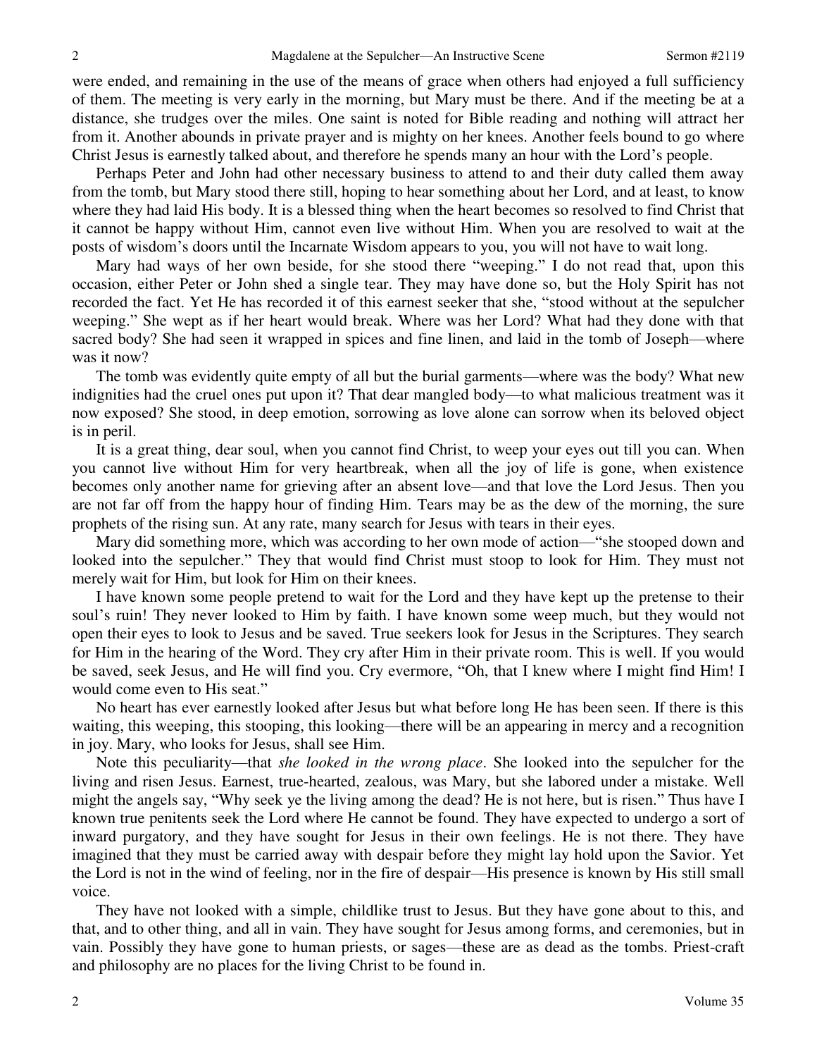were ended, and remaining in the use of the means of grace when others had enjoyed a full sufficiency of them. The meeting is very early in the morning, but Mary must be there. And if the meeting be at a distance, she trudges over the miles. One saint is noted for Bible reading and nothing will attract her from it. Another abounds in private prayer and is mighty on her knees. Another feels bound to go where Christ Jesus is earnestly talked about, and therefore he spends many an hour with the Lord's people.

Perhaps Peter and John had other necessary business to attend to and their duty called them away from the tomb, but Mary stood there still, hoping to hear something about her Lord, and at least, to know where they had laid His body. It is a blessed thing when the heart becomes so resolved to find Christ that it cannot be happy without Him, cannot even live without Him. When you are resolved to wait at the posts of wisdom's doors until the Incarnate Wisdom appears to you, you will not have to wait long.

Mary had ways of her own beside, for she stood there "weeping." I do not read that, upon this occasion, either Peter or John shed a single tear. They may have done so, but the Holy Spirit has not recorded the fact. Yet He has recorded it of this earnest seeker that she, "stood without at the sepulcher weeping." She wept as if her heart would break. Where was her Lord? What had they done with that sacred body? She had seen it wrapped in spices and fine linen, and laid in the tomb of Joseph—where was it now?

The tomb was evidently quite empty of all but the burial garments—where was the body? What new indignities had the cruel ones put upon it? That dear mangled body—to what malicious treatment was it now exposed? She stood, in deep emotion, sorrowing as love alone can sorrow when its beloved object is in peril.

It is a great thing, dear soul, when you cannot find Christ, to weep your eyes out till you can. When you cannot live without Him for very heartbreak, when all the joy of life is gone, when existence becomes only another name for grieving after an absent love—and that love the Lord Jesus. Then you are not far off from the happy hour of finding Him. Tears may be as the dew of the morning, the sure prophets of the rising sun. At any rate, many search for Jesus with tears in their eyes.

Mary did something more, which was according to her own mode of action—"she stooped down and looked into the sepulcher." They that would find Christ must stoop to look for Him. They must not merely wait for Him, but look for Him on their knees.

I have known some people pretend to wait for the Lord and they have kept up the pretense to their soul's ruin! They never looked to Him by faith. I have known some weep much, but they would not open their eyes to look to Jesus and be saved. True seekers look for Jesus in the Scriptures. They search for Him in the hearing of the Word. They cry after Him in their private room. This is well. If you would be saved, seek Jesus, and He will find you. Cry evermore, "Oh, that I knew where I might find Him! I would come even to His seat."

No heart has ever earnestly looked after Jesus but what before long He has been seen. If there is this waiting, this weeping, this stooping, this looking—there will be an appearing in mercy and a recognition in joy. Mary, who looks for Jesus, shall see Him.

Note this peculiarity—that *she looked in the wrong place*. She looked into the sepulcher for the living and risen Jesus. Earnest, true-hearted, zealous, was Mary, but she labored under a mistake. Well might the angels say, "Why seek ye the living among the dead? He is not here, but is risen." Thus have I known true penitents seek the Lord where He cannot be found. They have expected to undergo a sort of inward purgatory, and they have sought for Jesus in their own feelings. He is not there. They have imagined that they must be carried away with despair before they might lay hold upon the Savior. Yet the Lord is not in the wind of feeling, nor in the fire of despair—His presence is known by His still small voice.

They have not looked with a simple, childlike trust to Jesus. But they have gone about to this, and that, and to other thing, and all in vain. They have sought for Jesus among forms, and ceremonies, but in vain. Possibly they have gone to human priests, or sages—these are as dead as the tombs. Priest-craft and philosophy are no places for the living Christ to be found in.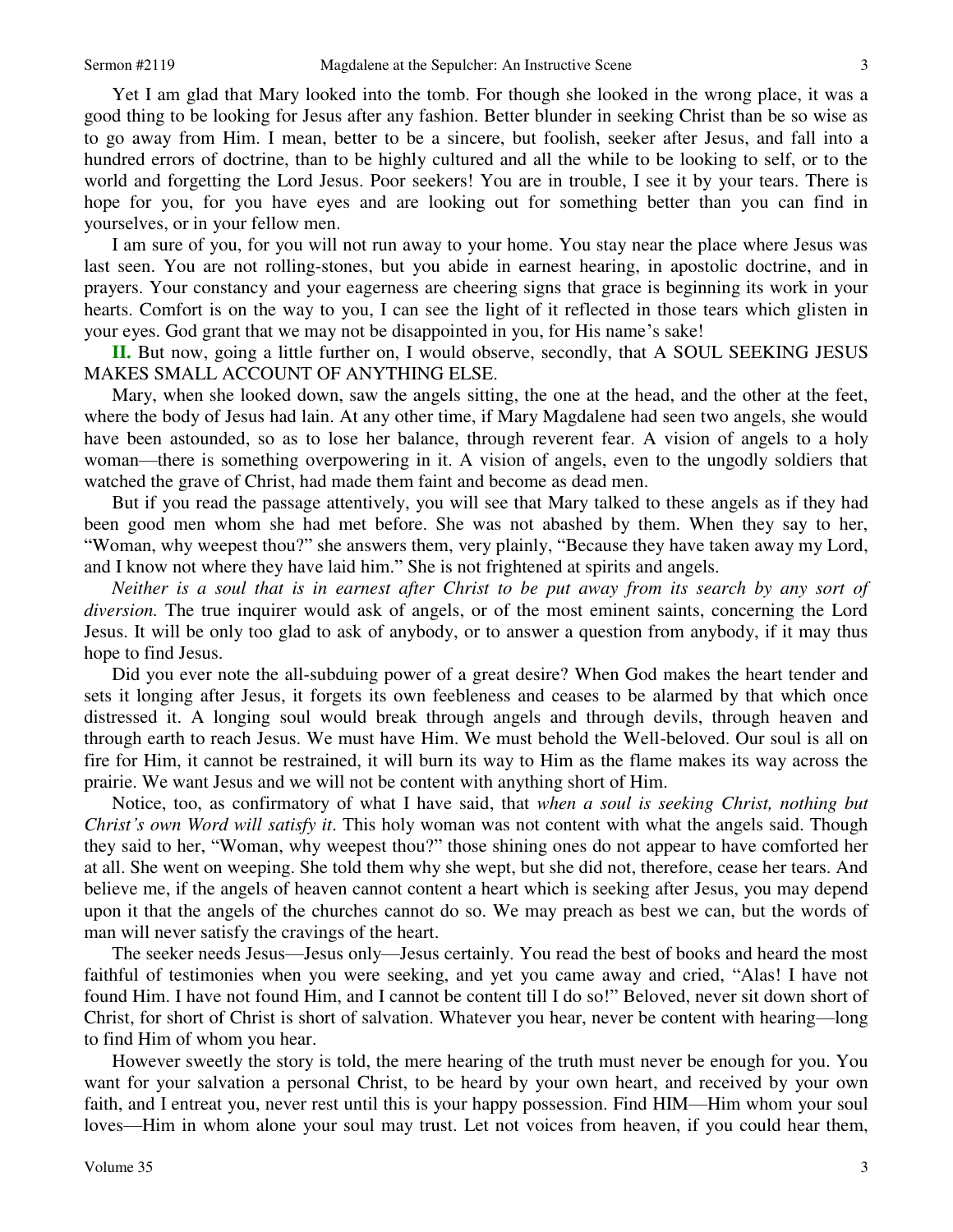Yet I am glad that Mary looked into the tomb. For though she looked in the wrong place, it was a good thing to be looking for Jesus after any fashion. Better blunder in seeking Christ than be so wise as to go away from Him. I mean, better to be a sincere, but foolish, seeker after Jesus, and fall into a hundred errors of doctrine, than to be highly cultured and all the while to be looking to self, or to the world and forgetting the Lord Jesus. Poor seekers! You are in trouble, I see it by your tears. There is hope for you, for you have eyes and are looking out for something better than you can find in yourselves, or in your fellow men.

I am sure of you, for you will not run away to your home. You stay near the place where Jesus was last seen. You are not rolling-stones, but you abide in earnest hearing, in apostolic doctrine, and in prayers. Your constancy and your eagerness are cheering signs that grace is beginning its work in your hearts. Comfort is on the way to you, I can see the light of it reflected in those tears which glisten in your eyes. God grant that we may not be disappointed in you, for His name's sake!

**II.** But now, going a little further on, I would observe, secondly, that A SOUL SEEKING JESUS MAKES SMALL ACCOUNT OF ANYTHING ELSE.

Mary, when she looked down, saw the angels sitting, the one at the head, and the other at the feet, where the body of Jesus had lain. At any other time, if Mary Magdalene had seen two angels, she would have been astounded, so as to lose her balance, through reverent fear. A vision of angels to a holy woman—there is something overpowering in it. A vision of angels, even to the ungodly soldiers that watched the grave of Christ, had made them faint and become as dead men.

But if you read the passage attentively, you will see that Mary talked to these angels as if they had been good men whom she had met before. She was not abashed by them. When they say to her, "Woman, why weepest thou?" she answers them, very plainly, "Because they have taken away my Lord, and I know not where they have laid him." She is not frightened at spirits and angels.

*Neither is a soul that is in earnest after Christ to be put away from its search by any sort of diversion.* The true inquirer would ask of angels, or of the most eminent saints, concerning the Lord Jesus. It will be only too glad to ask of anybody, or to answer a question from anybody, if it may thus hope to find Jesus.

Did you ever note the all-subduing power of a great desire? When God makes the heart tender and sets it longing after Jesus, it forgets its own feebleness and ceases to be alarmed by that which once distressed it. A longing soul would break through angels and through devils, through heaven and through earth to reach Jesus. We must have Him. We must behold the Well-beloved. Our soul is all on fire for Him, it cannot be restrained, it will burn its way to Him as the flame makes its way across the prairie. We want Jesus and we will not be content with anything short of Him.

Notice, too, as confirmatory of what I have said, that *when a soul is seeking Christ, nothing but Christ's own Word will satisfy it*. This holy woman was not content with what the angels said. Though they said to her, "Woman, why weepest thou?" those shining ones do not appear to have comforted her at all. She went on weeping. She told them why she wept, but she did not, therefore, cease her tears. And believe me, if the angels of heaven cannot content a heart which is seeking after Jesus, you may depend upon it that the angels of the churches cannot do so. We may preach as best we can, but the words of man will never satisfy the cravings of the heart.

The seeker needs Jesus—Jesus only—Jesus certainly. You read the best of books and heard the most faithful of testimonies when you were seeking, and yet you came away and cried, "Alas! I have not found Him. I have not found Him, and I cannot be content till I do so!" Beloved, never sit down short of Christ, for short of Christ is short of salvation. Whatever you hear, never be content with hearing—long to find Him of whom you hear.

However sweetly the story is told, the mere hearing of the truth must never be enough for you. You want for your salvation a personal Christ, to be heard by your own heart, and received by your own faith, and I entreat you, never rest until this is your happy possession. Find HIM—Him whom your soul loves—Him in whom alone your soul may trust. Let not voices from heaven, if you could hear them,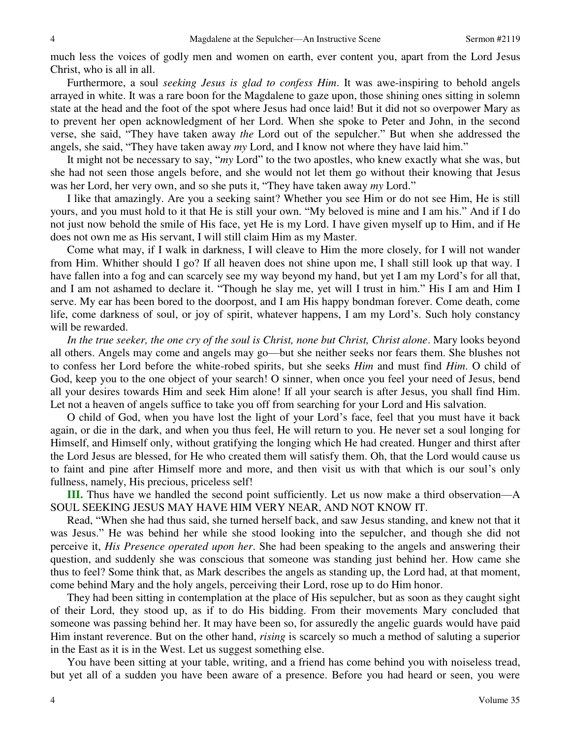much less the voices of godly men and women on earth, ever content you, apart from the Lord Jesus Christ, who is all in all.

Furthermore, a soul *seeking Jesus is glad to confess Him*. It was awe-inspiring to behold angels arrayed in white. It was a rare boon for the Magdalene to gaze upon, those shining ones sitting in solemn state at the head and the foot of the spot where Jesus had once laid! But it did not so overpower Mary as to prevent her open acknowledgment of her Lord. When she spoke to Peter and John, in the second verse, she said, "They have taken away *the* Lord out of the sepulcher." But when she addressed the angels, she said, "They have taken away *my* Lord, and I know not where they have laid him."

It might not be necessary to say, "*my* Lord" to the two apostles, who knew exactly what she was, but she had not seen those angels before, and she would not let them go without their knowing that Jesus was her Lord, her very own, and so she puts it, "They have taken away *my* Lord."

I like that amazingly. Are you a seeking saint? Whether you see Him or do not see Him, He is still yours, and you must hold to it that He is still your own. "My beloved is mine and I am his." And if I do not just now behold the smile of His face, yet He is my Lord. I have given myself up to Him, and if He does not own me as His servant, I will still claim Him as my Master.

Come what may, if I walk in darkness, I will cleave to Him the more closely, for I will not wander from Him. Whither should I go? If all heaven does not shine upon me, I shall still look up that way. I have fallen into a fog and can scarcely see my way beyond my hand, but yet I am my Lord's for all that, and I am not ashamed to declare it. "Though he slay me, yet will I trust in him." His I am and Him I serve. My ear has been bored to the doorpost, and I am His happy bondman forever. Come death, come life, come darkness of soul, or joy of spirit, whatever happens, I am my Lord's. Such holy constancy will be rewarded.

*In the true seeker, the one cry of the soul is Christ, none but Christ, Christ alone*. Mary looks beyond all others. Angels may come and angels may go—but she neither seeks nor fears them. She blushes not to confess her Lord before the white-robed spirits, but she seeks *Him* and must find *Him*. O child of God, keep you to the one object of your search! O sinner, when once you feel your need of Jesus, bend all your desires towards Him and seek Him alone! If all your search is after Jesus, you shall find Him. Let not a heaven of angels suffice to take you off from searching for your Lord and His salvation.

O child of God, when you have lost the light of your Lord's face, feel that you must have it back again, or die in the dark, and when you thus feel, He will return to you. He never set a soul longing for Himself, and Himself only, without gratifying the longing which He had created. Hunger and thirst after the Lord Jesus are blessed, for He who created them will satisfy them. Oh, that the Lord would cause us to faint and pine after Himself more and more, and then visit us with that which is our soul's only fullness, namely, His precious, priceless self!

**III.** Thus have we handled the second point sufficiently. Let us now make a third observation—A SOUL SEEKING JESUS MAY HAVE HIM VERY NEAR, AND NOT KNOW IT.

Read, "When she had thus said, she turned herself back, and saw Jesus standing, and knew not that it was Jesus." He was behind her while she stood looking into the sepulcher, and though she did not perceive it, *His Presence operated upon her*. She had been speaking to the angels and answering their question, and suddenly she was conscious that someone was standing just behind her. How came she thus to feel? Some think that, as Mark describes the angels as standing up, the Lord had, at that moment, come behind Mary and the holy angels, perceiving their Lord, rose up to do Him honor.

They had been sitting in contemplation at the place of His sepulcher, but as soon as they caught sight of their Lord, they stood up, as if to do His bidding. From their movements Mary concluded that someone was passing behind her. It may have been so, for assuredly the angelic guards would have paid Him instant reverence. But on the other hand, *rising* is scarcely so much a method of saluting a superior in the East as it is in the West. Let us suggest something else.

You have been sitting at your table, writing, and a friend has come behind you with noiseless tread, but yet all of a sudden you have been aware of a presence. Before you had heard or seen, you were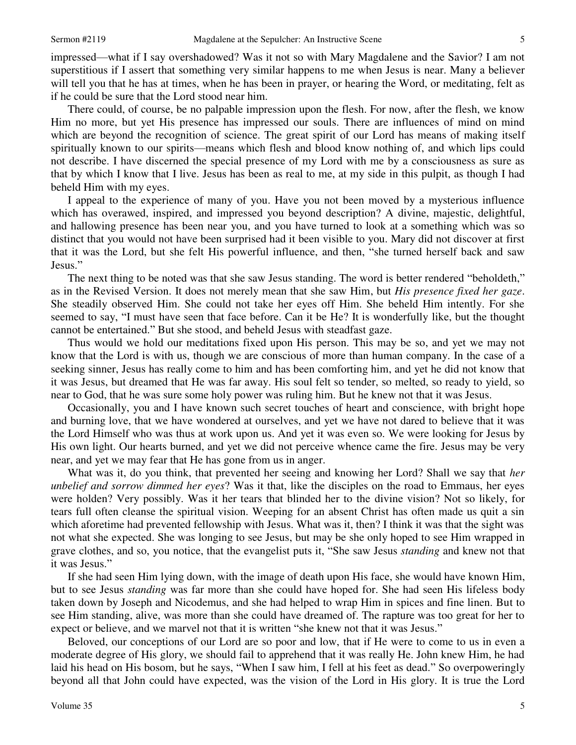impressed—what if I say overshadowed? Was it not so with Mary Magdalene and the Savior? I am not superstitious if I assert that something very similar happens to me when Jesus is near. Many a believer will tell you that he has at times, when he has been in prayer, or hearing the Word, or meditating, felt as if he could be sure that the Lord stood near him.

There could, of course, be no palpable impression upon the flesh. For now, after the flesh, we know Him no more, but yet His presence has impressed our souls. There are influences of mind on mind which are beyond the recognition of science. The great spirit of our Lord has means of making itself spiritually known to our spirits—means which flesh and blood know nothing of, and which lips could not describe. I have discerned the special presence of my Lord with me by a consciousness as sure as that by which I know that I live. Jesus has been as real to me, at my side in this pulpit, as though I had beheld Him with my eyes.

I appeal to the experience of many of you. Have you not been moved by a mysterious influence which has overawed, inspired, and impressed you beyond description? A divine, majestic, delightful, and hallowing presence has been near you, and you have turned to look at a something which was so distinct that you would not have been surprised had it been visible to you. Mary did not discover at first that it was the Lord, but she felt His powerful influence, and then, "she turned herself back and saw Jesus."

The next thing to be noted was that she saw Jesus standing. The word is better rendered "beholdeth," as in the Revised Version. It does not merely mean that she saw Him, but *His presence fixed her gaze*. She steadily observed Him. She could not take her eyes off Him. She beheld Him intently. For she seemed to say, "I must have seen that face before. Can it be He? It is wonderfully like, but the thought cannot be entertained." But she stood, and beheld Jesus with steadfast gaze.

Thus would we hold our meditations fixed upon His person. This may be so, and yet we may not know that the Lord is with us, though we are conscious of more than human company. In the case of a seeking sinner, Jesus has really come to him and has been comforting him, and yet he did not know that it was Jesus, but dreamed that He was far away. His soul felt so tender, so melted, so ready to yield, so near to God, that he was sure some holy power was ruling him. But he knew not that it was Jesus.

Occasionally, you and I have known such secret touches of heart and conscience, with bright hope and burning love, that we have wondered at ourselves, and yet we have not dared to believe that it was the Lord Himself who was thus at work upon us. And yet it was even so. We were looking for Jesus by His own light. Our hearts burned, and yet we did not perceive whence came the fire. Jesus may be very near, and yet we may fear that He has gone from us in anger.

What was it, do you think, that prevented her seeing and knowing her Lord? Shall we say that *her unbelief and sorrow dimmed her eyes*? Was it that, like the disciples on the road to Emmaus, her eyes were holden? Very possibly. Was it her tears that blinded her to the divine vision? Not so likely, for tears full often cleanse the spiritual vision. Weeping for an absent Christ has often made us quit a sin which aforetime had prevented fellowship with Jesus. What was it, then? I think it was that the sight was not what she expected. She was longing to see Jesus, but may be she only hoped to see Him wrapped in grave clothes, and so, you notice, that the evangelist puts it, "She saw Jesus *standing* and knew not that it was Jesus."

If she had seen Him lying down, with the image of death upon His face, she would have known Him, but to see Jesus *standing* was far more than she could have hoped for. She had seen His lifeless body taken down by Joseph and Nicodemus, and she had helped to wrap Him in spices and fine linen. But to see Him standing, alive, was more than she could have dreamed of. The rapture was too great for her to expect or believe, and we marvel not that it is written "she knew not that it was Jesus."

Beloved, our conceptions of our Lord are so poor and low, that if He were to come to us in even a moderate degree of His glory, we should fail to apprehend that it was really He. John knew Him, he had laid his head on His bosom, but he says, "When I saw him, I fell at his feet as dead." So overpoweringly beyond all that John could have expected, was the vision of the Lord in His glory. It is true the Lord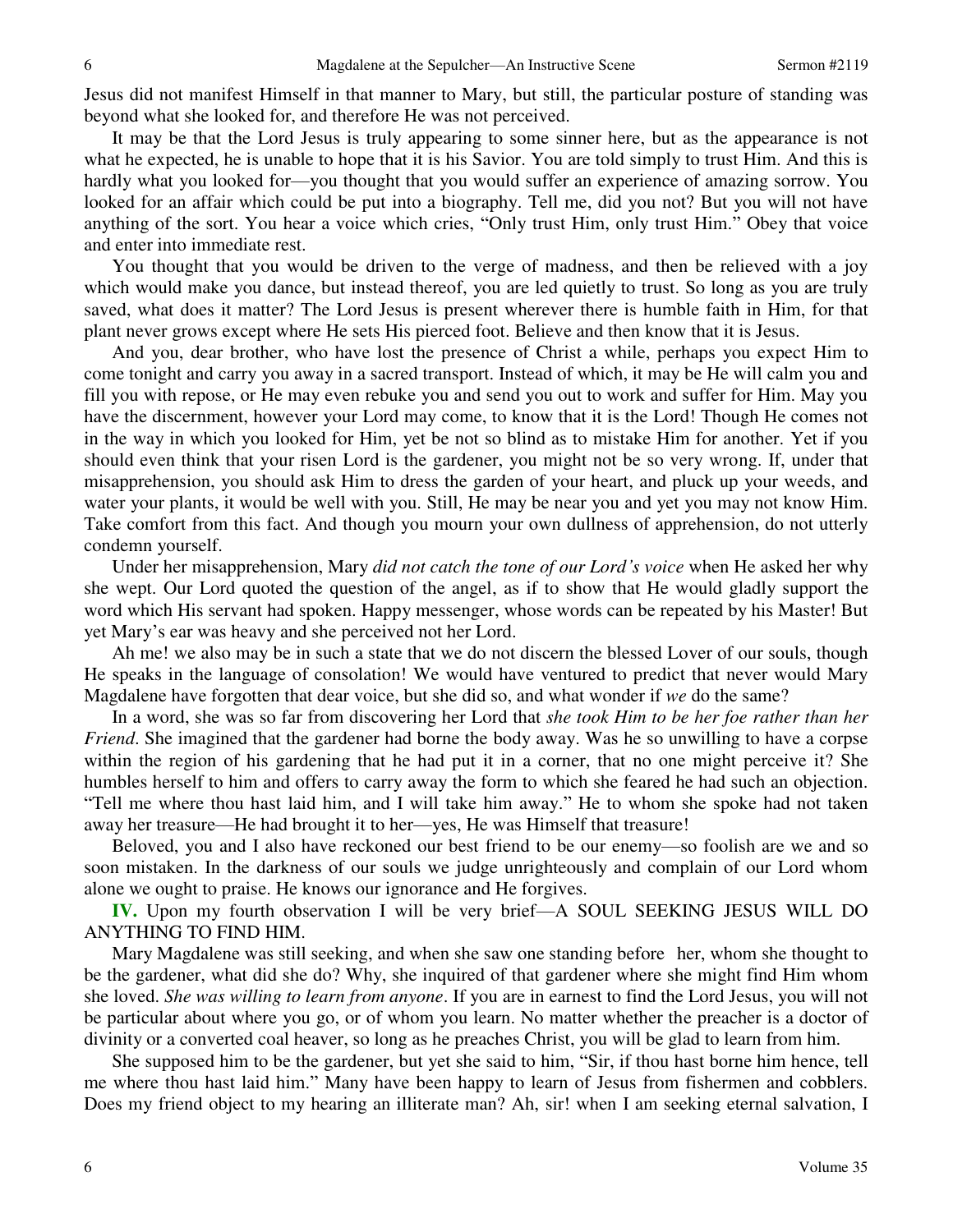Jesus did not manifest Himself in that manner to Mary, but still, the particular posture of standing was beyond what she looked for, and therefore He was not perceived.

It may be that the Lord Jesus is truly appearing to some sinner here, but as the appearance is not what he expected, he is unable to hope that it is his Savior. You are told simply to trust Him. And this is hardly what you looked for—you thought that you would suffer an experience of amazing sorrow. You looked for an affair which could be put into a biography. Tell me, did you not? But you will not have anything of the sort. You hear a voice which cries, "Only trust Him, only trust Him." Obey that voice and enter into immediate rest.

You thought that you would be driven to the verge of madness, and then be relieved with a joy which would make you dance, but instead thereof, you are led quietly to trust. So long as you are truly saved, what does it matter? The Lord Jesus is present wherever there is humble faith in Him, for that plant never grows except where He sets His pierced foot. Believe and then know that it is Jesus.

And you, dear brother, who have lost the presence of Christ a while, perhaps you expect Him to come tonight and carry you away in a sacred transport. Instead of which, it may be He will calm you and fill you with repose, or He may even rebuke you and send you out to work and suffer for Him. May you have the discernment, however your Lord may come, to know that it is the Lord! Though He comes not in the way in which you looked for Him, yet be not so blind as to mistake Him for another. Yet if you should even think that your risen Lord is the gardener, you might not be so very wrong. If, under that misapprehension, you should ask Him to dress the garden of your heart, and pluck up your weeds, and water your plants, it would be well with you. Still, He may be near you and yet you may not know Him. Take comfort from this fact. And though you mourn your own dullness of apprehension, do not utterly condemn yourself.

Under her misapprehension, Mary *did not catch the tone of our Lord's voice* when He asked her why she wept. Our Lord quoted the question of the angel, as if to show that He would gladly support the word which His servant had spoken. Happy messenger, whose words can be repeated by his Master! But yet Mary's ear was heavy and she perceived not her Lord.

Ah me! we also may be in such a state that we do not discern the blessed Lover of our souls, though He speaks in the language of consolation! We would have ventured to predict that never would Mary Magdalene have forgotten that dear voice, but she did so, and what wonder if *we* do the same?

In a word, she was so far from discovering her Lord that *she took Him to be her foe rather than her Friend*. She imagined that the gardener had borne the body away. Was he so unwilling to have a corpse within the region of his gardening that he had put it in a corner, that no one might perceive it? She humbles herself to him and offers to carry away the form to which she feared he had such an objection. "Tell me where thou hast laid him, and I will take him away." He to whom she spoke had not taken away her treasure—He had brought it to her—yes, He was Himself that treasure!

Beloved, you and I also have reckoned our best friend to be our enemy—so foolish are we and so soon mistaken. In the darkness of our souls we judge unrighteously and complain of our Lord whom alone we ought to praise. He knows our ignorance and He forgives.

**IV.** Upon my fourth observation I will be very brief—A SOUL SEEKING JESUS WILL DO ANYTHING TO FIND HIM.

Mary Magdalene was still seeking, and when she saw one standing before her, whom she thought to be the gardener, what did she do? Why, she inquired of that gardener where she might find Him whom she loved. *She was willing to learn from anyone*. If you are in earnest to find the Lord Jesus, you will not be particular about where you go, or of whom you learn. No matter whether the preacher is a doctor of divinity or a converted coal heaver, so long as he preaches Christ, you will be glad to learn from him.

She supposed him to be the gardener, but yet she said to him, "Sir, if thou hast borne him hence, tell me where thou hast laid him." Many have been happy to learn of Jesus from fishermen and cobblers. Does my friend object to my hearing an illiterate man? Ah, sir! when I am seeking eternal salvation, I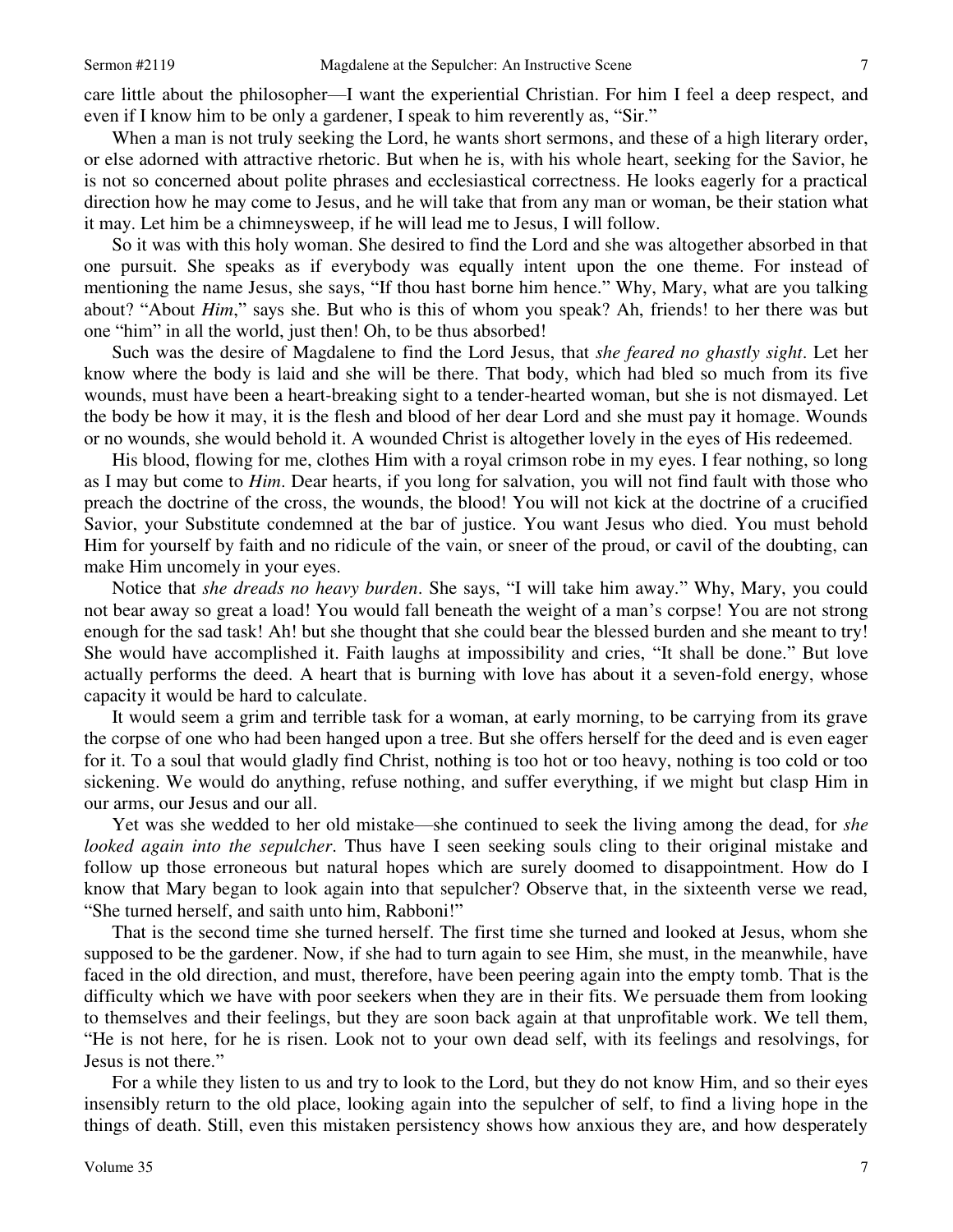care little about the philosopher—I want the experiential Christian. For him I feel a deep respect, and even if I know him to be only a gardener, I speak to him reverently as, "Sir."

When a man is not truly seeking the Lord, he wants short sermons, and these of a high literary order, or else adorned with attractive rhetoric. But when he is, with his whole heart, seeking for the Savior, he is not so concerned about polite phrases and ecclesiastical correctness. He looks eagerly for a practical direction how he may come to Jesus, and he will take that from any man or woman, be their station what it may. Let him be a chimneysweep, if he will lead me to Jesus, I will follow.

So it was with this holy woman. She desired to find the Lord and she was altogether absorbed in that one pursuit. She speaks as if everybody was equally intent upon the one theme. For instead of mentioning the name Jesus, she says, "If thou hast borne him hence." Why, Mary, what are you talking about? "About *Him*," says she. But who is this of whom you speak? Ah, friends! to her there was but one "him" in all the world, just then! Oh, to be thus absorbed!

Such was the desire of Magdalene to find the Lord Jesus, that *she feared no ghastly sight*. Let her know where the body is laid and she will be there. That body, which had bled so much from its five wounds, must have been a heart-breaking sight to a tender-hearted woman, but she is not dismayed. Let the body be how it may, it is the flesh and blood of her dear Lord and she must pay it homage. Wounds or no wounds, she would behold it. A wounded Christ is altogether lovely in the eyes of His redeemed.

His blood, flowing for me, clothes Him with a royal crimson robe in my eyes. I fear nothing, so long as I may but come to *Him*. Dear hearts, if you long for salvation, you will not find fault with those who preach the doctrine of the cross, the wounds, the blood! You will not kick at the doctrine of a crucified Savior, your Substitute condemned at the bar of justice. You want Jesus who died. You must behold Him for yourself by faith and no ridicule of the vain, or sneer of the proud, or cavil of the doubting, can make Him uncomely in your eyes.

Notice that *she dreads no heavy burden*. She says, "I will take him away." Why, Mary, you could not bear away so great a load! You would fall beneath the weight of a man's corpse! You are not strong enough for the sad task! Ah! but she thought that she could bear the blessed burden and she meant to try! She would have accomplished it. Faith laughs at impossibility and cries, "It shall be done." But love actually performs the deed. A heart that is burning with love has about it a seven-fold energy, whose capacity it would be hard to calculate.

It would seem a grim and terrible task for a woman, at early morning, to be carrying from its grave the corpse of one who had been hanged upon a tree. But she offers herself for the deed and is even eager for it. To a soul that would gladly find Christ, nothing is too hot or too heavy, nothing is too cold or too sickening. We would do anything, refuse nothing, and suffer everything, if we might but clasp Him in our arms, our Jesus and our all.

Yet was she wedded to her old mistake—she continued to seek the living among the dead, for *she looked again into the sepulcher*. Thus have I seen seeking souls cling to their original mistake and follow up those erroneous but natural hopes which are surely doomed to disappointment. How do I know that Mary began to look again into that sepulcher? Observe that, in the sixteenth verse we read, "She turned herself, and saith unto him, Rabboni!"

That is the second time she turned herself. The first time she turned and looked at Jesus, whom she supposed to be the gardener. Now, if she had to turn again to see Him, she must, in the meanwhile, have faced in the old direction, and must, therefore, have been peering again into the empty tomb. That is the difficulty which we have with poor seekers when they are in their fits. We persuade them from looking to themselves and their feelings, but they are soon back again at that unprofitable work. We tell them, "He is not here, for he is risen. Look not to your own dead self, with its feelings and resolvings, for Jesus is not there."

For a while they listen to us and try to look to the Lord, but they do not know Him, and so their eyes insensibly return to the old place, looking again into the sepulcher of self, to find a living hope in the things of death. Still, even this mistaken persistency shows how anxious they are, and how desperately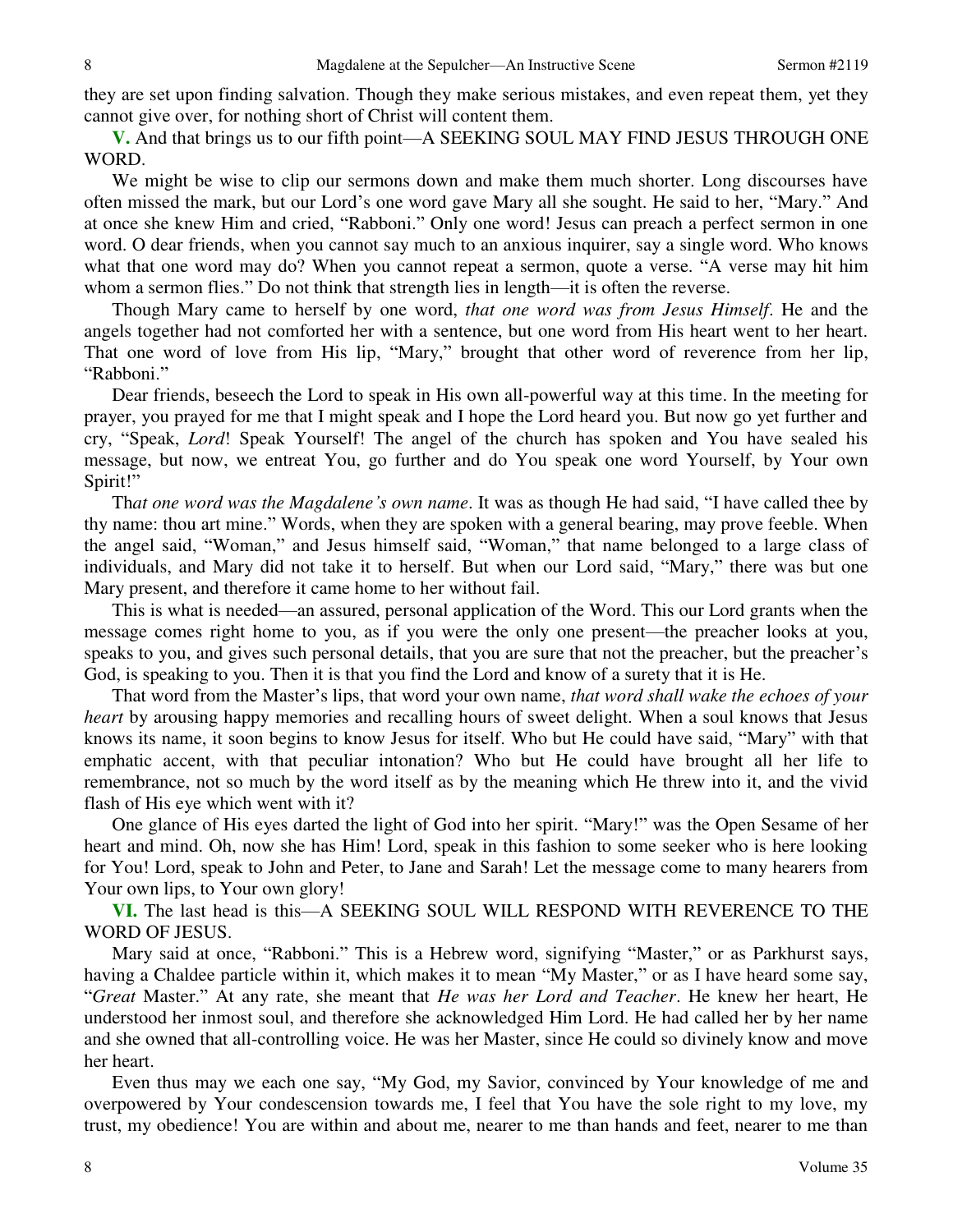they are set upon finding salvation. Though they make serious mistakes, and even repeat them, yet they cannot give over, for nothing short of Christ will content them.

**V.** And that brings us to our fifth point—A SEEKING SOUL MAY FIND JESUS THROUGH ONE WORD.

We might be wise to clip our sermons down and make them much shorter. Long discourses have often missed the mark, but our Lord's one word gave Mary all she sought. He said to her, "Mary." And at once she knew Him and cried, "Rabboni." Only one word! Jesus can preach a perfect sermon in one word. O dear friends, when you cannot say much to an anxious inquirer, say a single word. Who knows what that one word may do? When you cannot repeat a sermon, quote a verse. "A verse may hit him whom a sermon flies." Do not think that strength lies in length—it is often the reverse.

Though Mary came to herself by one word, *that one word was from Jesus Himself*. He and the angels together had not comforted her with a sentence, but one word from His heart went to her heart. That one word of love from His lip, "Mary," brought that other word of reverence from her lip, "Rabboni."

Dear friends, beseech the Lord to speak in His own all-powerful way at this time. In the meeting for prayer, you prayed for me that I might speak and I hope the Lord heard you. But now go yet further and cry, "Speak, *Lord*! Speak Yourself! The angel of the church has spoken and You have sealed his message, but now, we entreat You, go further and do You speak one word Yourself, by Your own Spirit!"

Th*at one word was the Magdalene's own name*. It was as though He had said, "I have called thee by thy name: thou art mine." Words, when they are spoken with a general bearing, may prove feeble. When the angel said, "Woman," and Jesus himself said, "Woman," that name belonged to a large class of individuals, and Mary did not take it to herself. But when our Lord said, "Mary," there was but one Mary present, and therefore it came home to her without fail.

This is what is needed—an assured, personal application of the Word. This our Lord grants when the message comes right home to you, as if you were the only one present—the preacher looks at you, speaks to you, and gives such personal details, that you are sure that not the preacher, but the preacher's God, is speaking to you. Then it is that you find the Lord and know of a surety that it is He.

That word from the Master's lips, that word your own name, *that word shall wake the echoes of your heart* by arousing happy memories and recalling hours of sweet delight. When a soul knows that Jesus knows its name, it soon begins to know Jesus for itself. Who but He could have said, "Mary" with that emphatic accent, with that peculiar intonation? Who but He could have brought all her life to remembrance, not so much by the word itself as by the meaning which He threw into it, and the vivid flash of His eye which went with it?

One glance of His eyes darted the light of God into her spirit. "Mary!" was the Open Sesame of her heart and mind. Oh, now she has Him! Lord, speak in this fashion to some seeker who is here looking for You! Lord, speak to John and Peter, to Jane and Sarah! Let the message come to many hearers from Your own lips, to Your own glory!

**VI.** The last head is this—A SEEKING SOUL WILL RESPOND WITH REVERENCE TO THE WORD OF JESUS.

Mary said at once, "Rabboni." This is a Hebrew word, signifying "Master," or as Parkhurst says, having a Chaldee particle within it, which makes it to mean "My Master," or as I have heard some say, "*Great* Master." At any rate, she meant that *He was her Lord and Teacher*. He knew her heart, He understood her inmost soul, and therefore she acknowledged Him Lord. He had called her by her name and she owned that all-controlling voice. He was her Master, since He could so divinely know and move her heart.

Even thus may we each one say, "My God, my Savior, convinced by Your knowledge of me and overpowered by Your condescension towards me, I feel that You have the sole right to my love, my trust, my obedience! You are within and about me, nearer to me than hands and feet, nearer to me than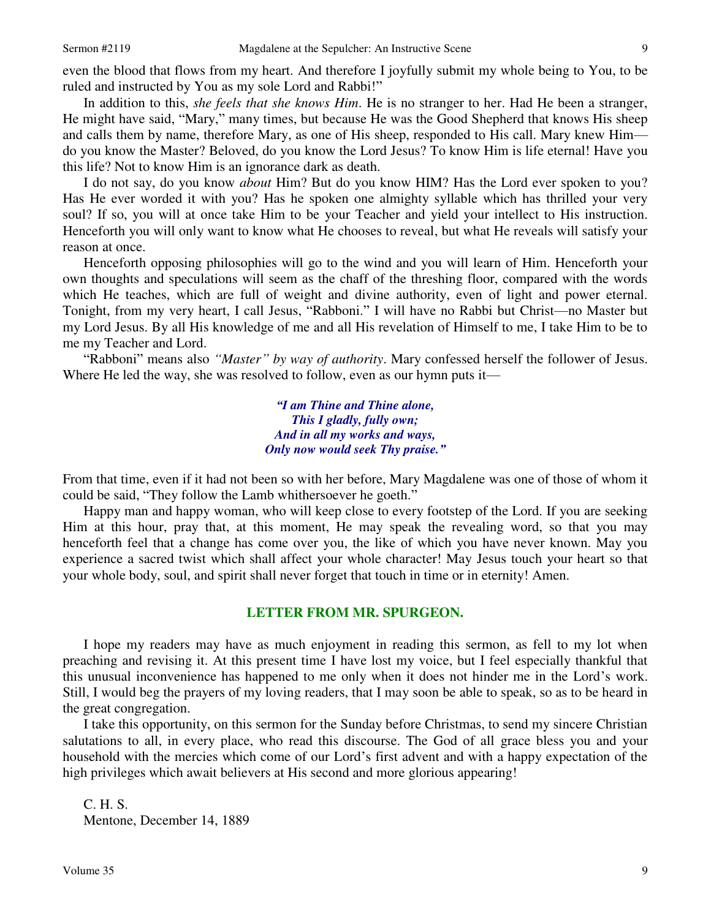even the blood that flows from my heart. And therefore I joyfully submit my whole being to You, to be ruled and instructed by You as my sole Lord and Rabbi!"

In addition to this, *she feels that she knows Him*. He is no stranger to her. Had He been a stranger, He might have said, "Mary," many times, but because He was the Good Shepherd that knows His sheep and calls them by name, therefore Mary, as one of His sheep, responded to His call. Mary knew Him—do you know the Master? Beloved, do you know the Lord Jesus? To know Him is life eternal! Have you this life? Not to know Him is an ignorance dark as death.

I do not say, do you know *about* Him? But do you know HIM? Has the Lord ever spoken to you? Has He ever worded it with you? Has he spoken one almighty syllable which has thrilled your very soul? If so, you will at once take Him to be your Teacher and yield your intellect to His instruction. Henceforth you will only want to know what He chooses to reveal, but what He reveals will satisfy your reason at once.

Henceforth opposing philosophies will go to the wind and you will learn of Him. Henceforth your own thoughts and speculations will seem as the chaff of the threshing floor, compared with the words which He teaches, which are full of weight and divine authority, even of light and power eternal. Tonight, from my very heart, I call Jesus, "Rabboni." I will have no Rabbi but Christ—no Master but my Lord Jesus. By all His knowledge of me and all His revelation of Himself to me, I take Him to be to me my Teacher and Lord.

"Rabboni" means also *"Master" by way of authority*. Mary confessed herself the follower of Jesus. Where He led the way, she was resolved to follow, even as our hymn puts it—

> ***"I am Thine and Thine alone,***
> ***This I gladly, fully own;***
> ***And in all my works and ways,***
> ***Only now would seek Thy praise."***

From that time, even if it had not been so with her before, Mary Magdalene was one of those of whom it could be said, "They follow the Lamb whithersoever he goeth."

Happy man and happy woman, who will keep close to every footstep of the Lord. If you are seeking Him at this hour, pray that, at this moment, He may speak the revealing word, so that you may henceforth feel that a change has come over you, the like of which you have never known. May you experience a sacred twist which shall affect your whole character! May Jesus touch your heart so that your whole body, soul, and spirit shall never forget that touch in time or in eternity! Amen.

## LETTER FROM MR. SPURGEON.

I hope my readers may have as much enjoyment in reading this sermon, as fell to my lot when preaching and revising it. At this present time I have lost my voice, but I feel especially thankful that this unusual inconvenience has happened to me only when it does not hinder me in the Lord's work. Still, I would beg the prayers of my loving readers, that I may soon be able to speak, so as to be heard in the great congregation.

I take this opportunity, on this sermon for the Sunday before Christmas, to send my sincere Christian salutations to all, in every place, who read this discourse. The God of all grace bless you and your household with the mercies which come of our Lord's first advent and with a happy expectation of the high privileges which await believers at His second and more glorious appearing!

C. H. S.
Mentone, December 14, 1889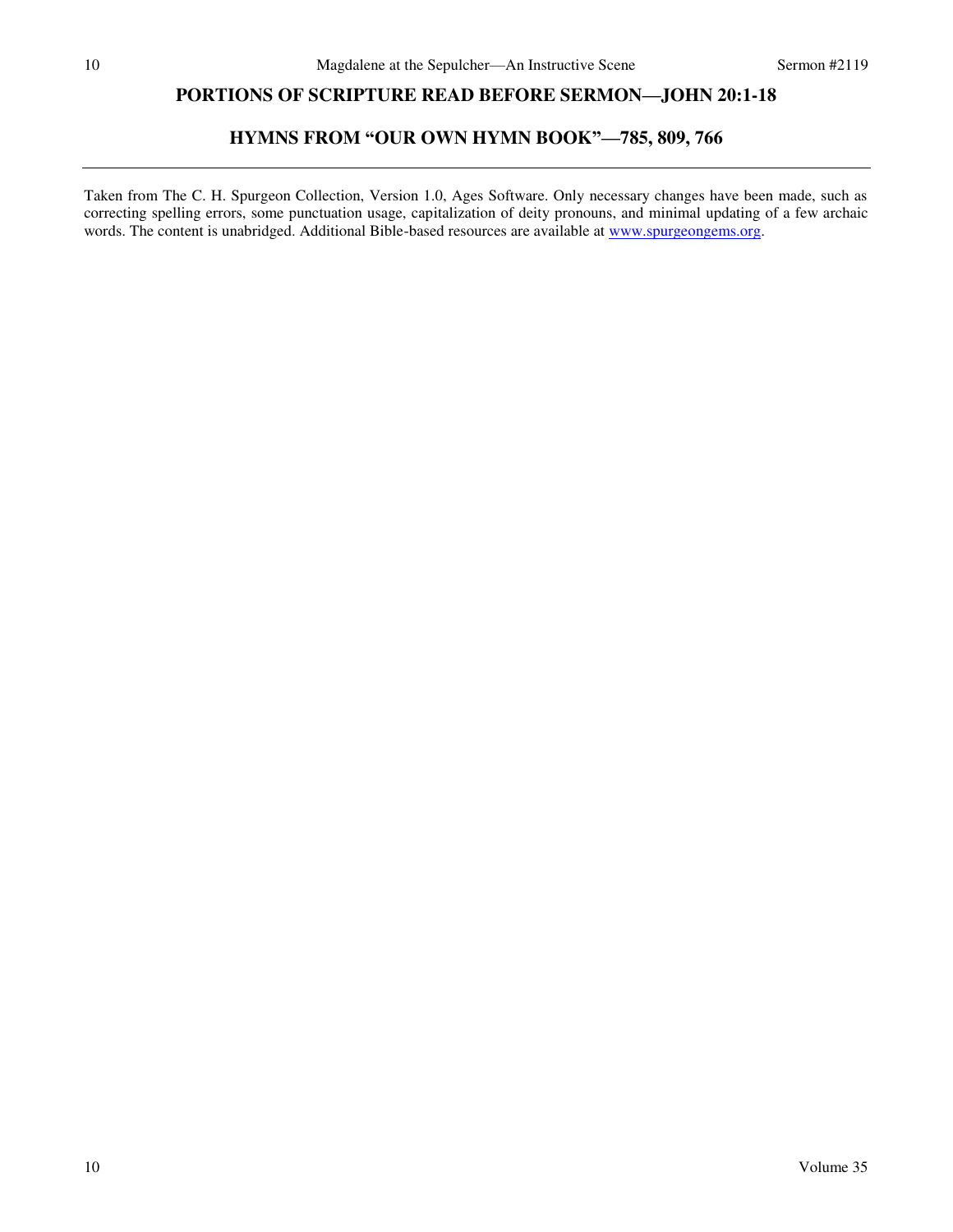## PORTIONS OF SCRIPTURE READ BEFORE SERMON—JOHN 20:1-18

## HYMNS FROM "OUR OWN HYMN BOOK"—785, 809, 766

---

Taken from The C. H. Spurgeon Collection, Version 1.0, Ages Software. Only necessary changes have been made, such as correcting spelling errors, some punctuation usage, capitalization of deity pronouns, and minimal updating of a few archaic words. The content is unabridged. Additional Bible-based resources are available at [www.spurgeongems.org](http://www.spurgeongems.org).